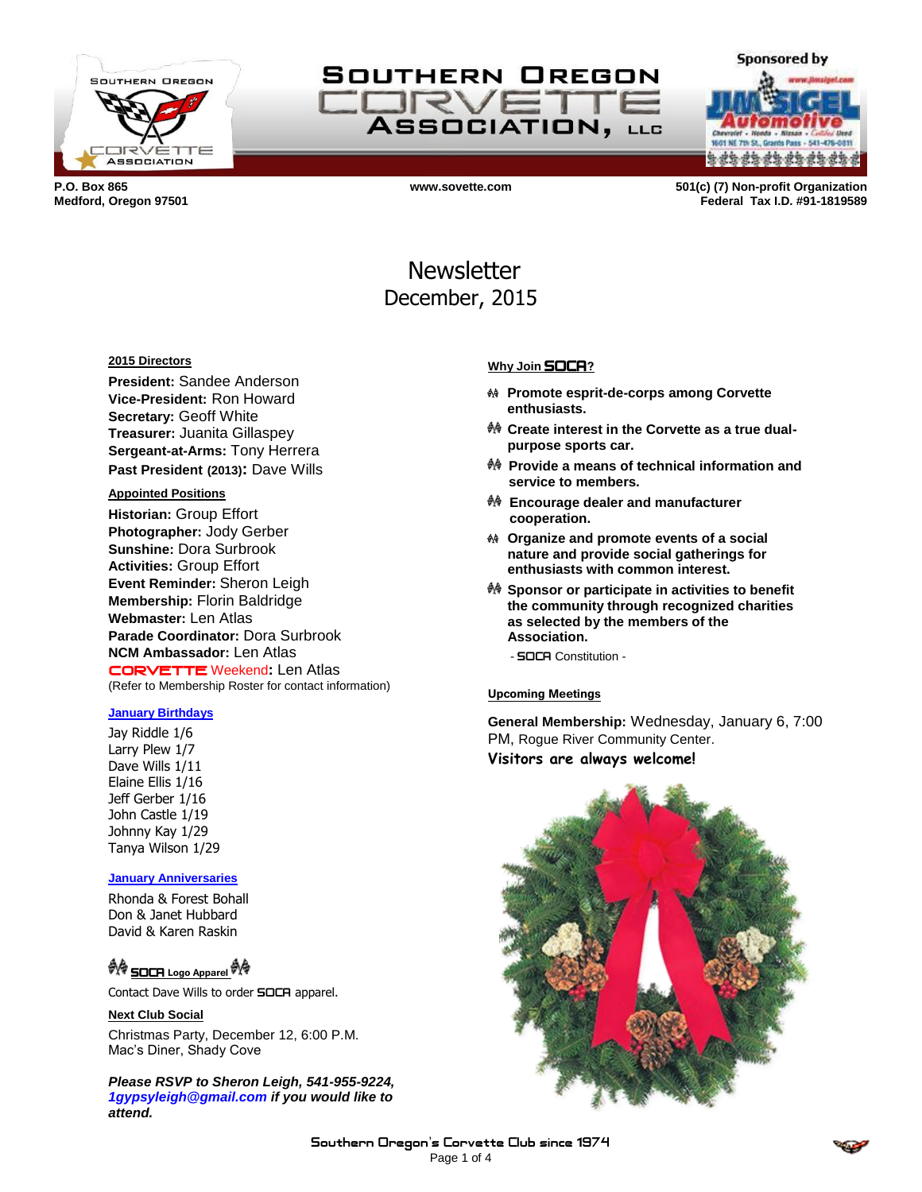# Southern Oregon Corvette Association, LLC

Sponsored by Jim Sigel Automotive

P.O. Box 865
Medford, Oregon 97501

www.sovette.com

501(c) (7) Non-profit Organization
Federal Tax I.D. #91-1819589

# Newsletter
## December, 2015

### 2015 Directors

**President:** Sandee Anderson
**Vice-President:** Ron Howard
**Secretary:** Geoff White
**Treasurer:** Juanita Gillaspey
**Sergeant-at-Arms:** Tony Herrera
**Past President (2013):** Dave Wills

### Appointed Positions

**Historian:** Group Effort
**Photographer:** Jody Gerber
**Sunshine:** Dora Surbrook
**Activities:** Group Effort
**Event Reminder:** Sheron Leigh
**Membership:** Florin Baldridge
**Webmaster:** Len Atlas
**Parade Coordinator:** Dora Surbrook
**NCM Ambassador:** Len Atlas
**CORVETTE Weekend:** Len Atlas
(Refer to Membership Roster for contact information)

### January Birthdays

Jay Riddle 1/6
Larry Plew 1/7
Dave Wills 1/11
Elaine Ellis 1/16
Jeff Gerber 1/16
John Castle 1/19
Johnny Kay 1/29
Tanya Wilson 1/29

### January Anniversaries

Rhonda & Forest Bohall
Don & Janet Hubbard
David & Karen Raskin

### SOCA Logo Apparel

Contact Dave Wills to order SOCA apparel.

### Next Club Social

Christmas Party, December 12, 6:00 P.M.
Mac's Diner, Shady Cove

***Please RSVP to Sheron Leigh, 541-955-9224, 1gypsyleigh@gmail.com if you would like to attend.***

### Why Join SOCA?

- **Promote esprit-de-corps among Corvette enthusiasts.**
- **Create interest in the Corvette as a true dual-purpose sports car.**
- **Provide a means of technical information and service to members.**
- **Encourage dealer and manufacturer cooperation.**
- **Organize and promote events of a social nature and provide social gatherings for enthusiasts with common interest.**
- **Sponsor or participate in activities to benefit the community through recognized charities as selected by the members of the Association.**

- SOCA Constitution -

### Upcoming Meetings

**General Membership:** Wednesday, January 6, 7:00 PM, Rogue River Community Center.

**Visitors are always welcome!**

Southern Oregon's Corvette Club since 1974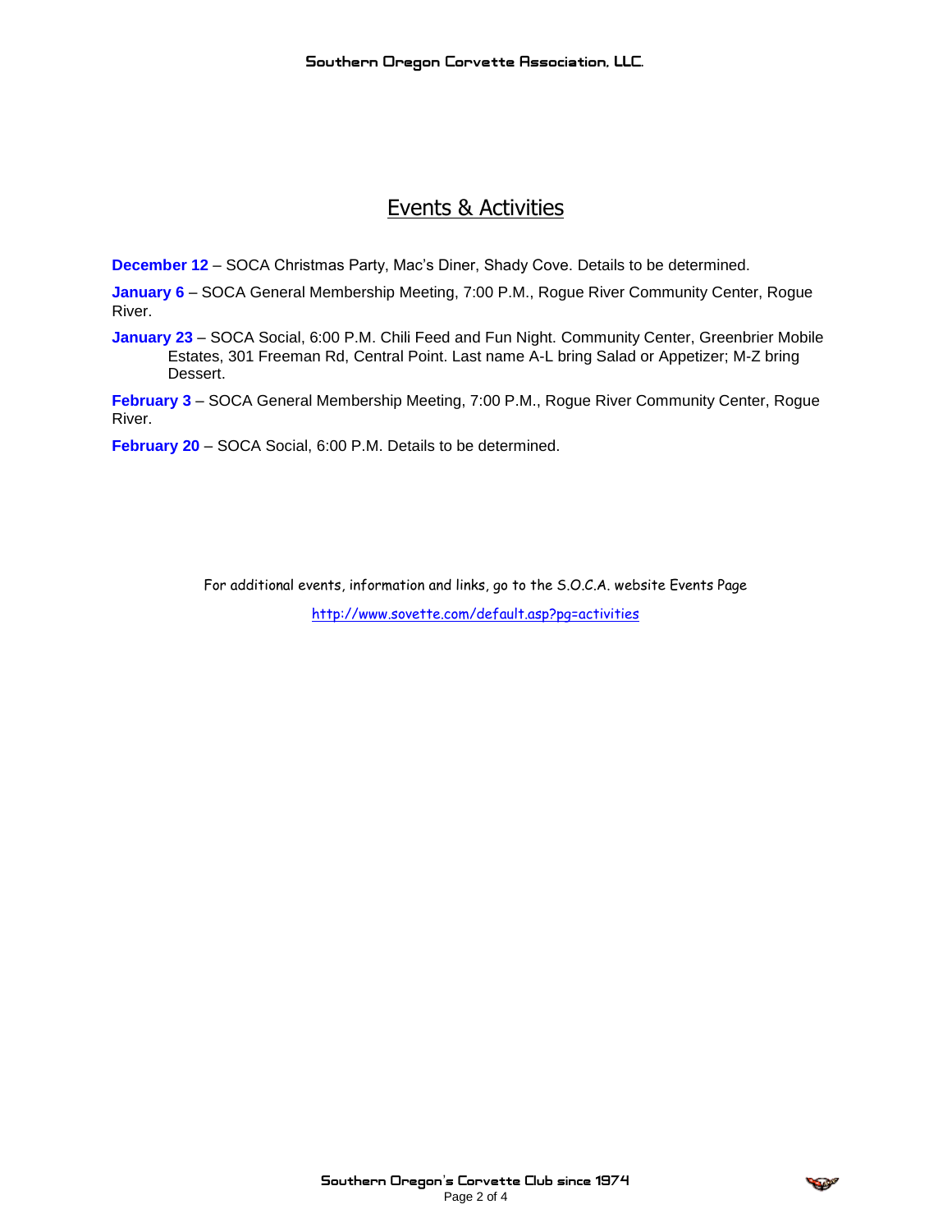# Events & Activities

**December 12** – SOCA Christmas Party, Mac's Diner, Shady Cove. Details to be determined.

**January 6** – SOCA General Membership Meeting, 7:00 P.M., Rogue River Community Center, Rogue River.

**January 23** – SOCA Social, 6:00 P.M. Chili Feed and Fun Night. Community Center, Greenbrier Mobile Estates, 301 Freeman Rd, Central Point. Last name A-L bring Salad or Appetizer; M-Z bring Dessert.

**February 3** – SOCA General Membership Meeting, 7:00 P.M., Rogue River Community Center, Rogue River.

**February 20** – SOCA Social, 6:00 P.M. Details to be determined.

For additional events, information and links, go to the S.O.C.A. website Events Page

http://www.sovette.com/default.asp?pg=activities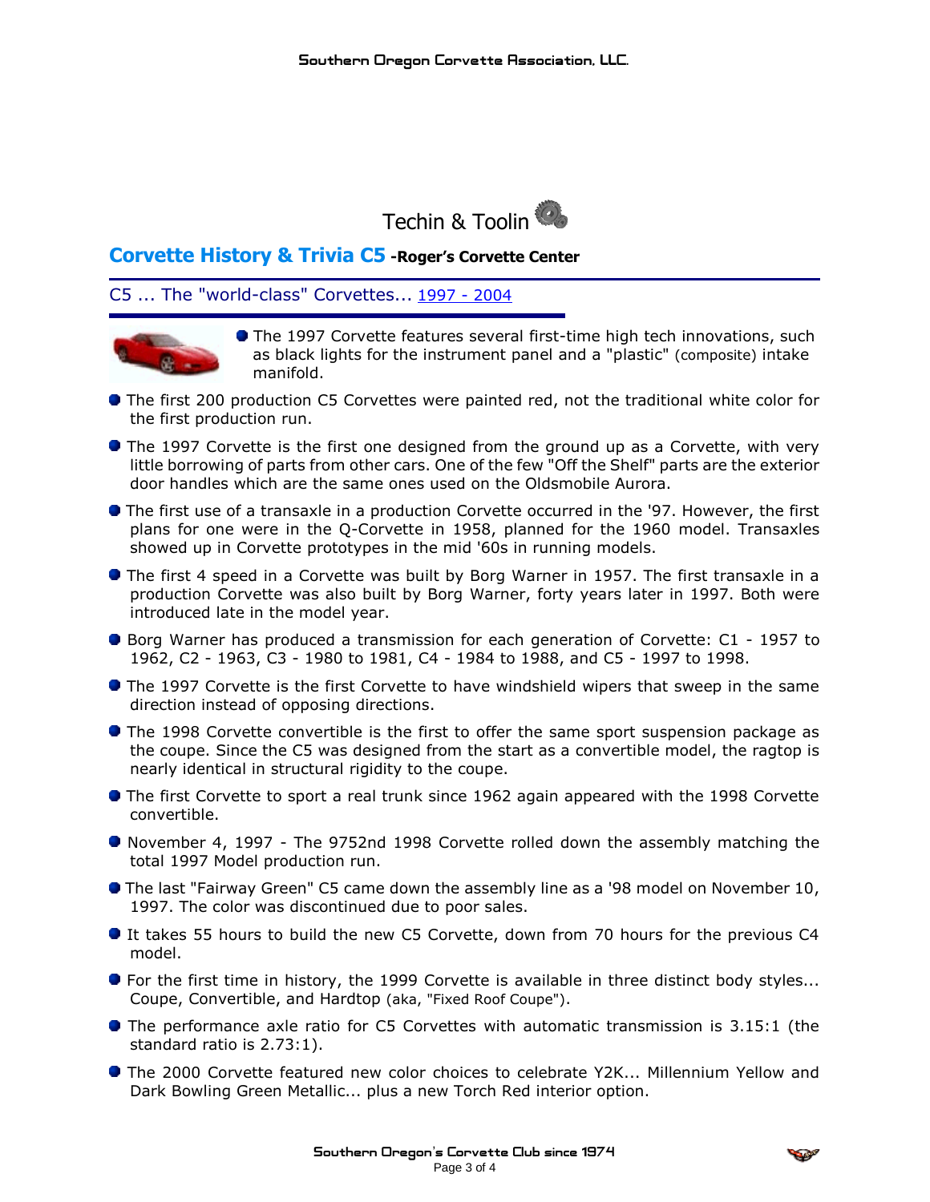Techin & Toolin

## Corvette History & Trivia C5 -Roger's Corvette Center

### C5 ... The "world-class" Corvettes... 1997 - 2004

- The 1997 Corvette features several first-time high tech innovations, such as black lights for the instrument panel and a "plastic" (composite) intake manifold.
- The first 200 production C5 Corvettes were painted red, not the traditional white color for the first production run.
- The 1997 Corvette is the first one designed from the ground up as a Corvette, with very little borrowing of parts from other cars. One of the few "Off the Shelf" parts are the exterior door handles which are the same ones used on the Oldsmobile Aurora.
- The first use of a transaxle in a production Corvette occurred in the '97. However, the first plans for one were in the Q-Corvette in 1958, planned for the 1960 model. Transaxles showed up in Corvette prototypes in the mid '60s in running models.
- The first 4 speed in a Corvette was built by Borg Warner in 1957. The first transaxle in a production Corvette was also built by Borg Warner, forty years later in 1997. Both were introduced late in the model year.
- Borg Warner has produced a transmission for each generation of Corvette: C1 - 1957 to 1962, C2 - 1963, C3 - 1980 to 1981, C4 - 1984 to 1988, and C5 - 1997 to 1998.
- The 1997 Corvette is the first Corvette to have windshield wipers that sweep in the same direction instead of opposing directions.
- The 1998 Corvette convertible is the first to offer the same sport suspension package as the coupe. Since the C5 was designed from the start as a convertible model, the ragtop is nearly identical in structural rigidity to the coupe.
- The first Corvette to sport a real trunk since 1962 again appeared with the 1998 Corvette convertible.
- November 4, 1997 - The 9752nd 1998 Corvette rolled down the assembly matching the total 1997 Model production run.
- The last "Fairway Green" C5 came down the assembly line as a '98 model on November 10, 1997. The color was discontinued due to poor sales.
- It takes 55 hours to build the new C5 Corvette, down from 70 hours for the previous C4 model.
- For the first time in history, the 1999 Corvette is available in three distinct body styles... Coupe, Convertible, and Hardtop (aka, "Fixed Roof Coupe").
- The performance axle ratio for C5 Corvettes with automatic transmission is 3.15:1 (the standard ratio is 2.73:1).
- The 2000 Corvette featured new color choices to celebrate Y2K... Millennium Yellow and Dark Bowling Green Metallic... plus a new Torch Red interior option.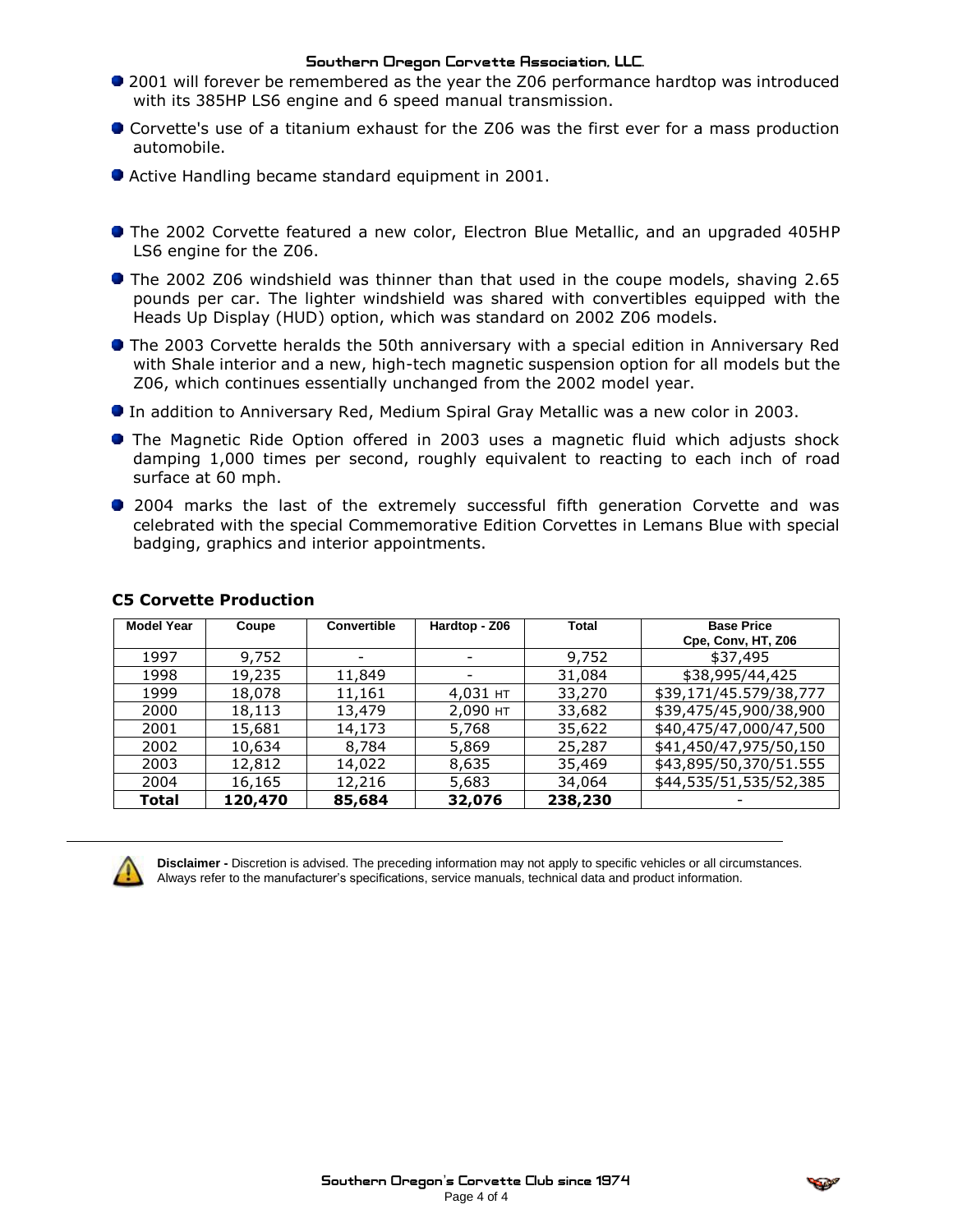- 2001 will forever be remembered as the year the Z06 performance hardtop was introduced with its 385HP LS6 engine and 6 speed manual transmission.
- Corvette's use of a titanium exhaust for the Z06 was the first ever for a mass production automobile.
- Active Handling became standard equipment in 2001.

- The 2002 Corvette featured a new color, Electron Blue Metallic, and an upgraded 405HP LS6 engine for the Z06.
- The 2002 Z06 windshield was thinner than that used in the coupe models, shaving 2.65 pounds per car. The lighter windshield was shared with convertibles equipped with the Heads Up Display (HUD) option, which was standard on 2002 Z06 models.
- The 2003 Corvette heralds the 50th anniversary with a special edition in Anniversary Red with Shale interior and a new, high-tech magnetic suspension option for all models but the Z06, which continues essentially unchanged from the 2002 model year.
- In addition to Anniversary Red, Medium Spiral Gray Metallic was a new color in 2003.
- The Magnetic Ride Option offered in 2003 uses a magnetic fluid which adjusts shock damping 1,000 times per second, roughly equivalent to reacting to each inch of road surface at 60 mph.
- 2004 marks the last of the extremely successful fifth generation Corvette and was celebrated with the special Commemorative Edition Corvettes in Lemans Blue with special badging, graphics and interior appointments.

### C5 Corvette Production

| Model Year | Coupe | Convertible | Hardtop - Z06 | Total | Base Price Cpe, Conv, HT, Z06 |
|---|---|---|---|---|---|
| 1997 | 9,752 | - | - | 9,752 | $37,495 |
| 1998 | 19,235 | 11,849 | - | 31,084 | $38,995/44,425 |
| 1999 | 18,078 | 11,161 | 4,031 HT | 33,270 | $39,171/45.579/38,777 |
| 2000 | 18,113 | 13,479 | 2,090 HT | 33,682 | $39,475/45,900/38,900 |
| 2001 | 15,681 | 14,173 | 5,768 | 35,622 | $40,475/47,000/47,500 |
| 2002 | 10,634 | 8,784 | 5,869 | 25,287 | $41,450/47,975/50,150 |
| 2003 | 12,812 | 14,022 | 8,635 | 35,469 | $43,895/50,370/51.555 |
| 2004 | 16,165 | 12,216 | 5,683 | 34,064 | $44,535/51,535/52,385 |
| **Total** | **120,470** | **85,684** | **32,076** | **238,230** | - |

**Disclaimer -** Discretion is advised. The preceding information may not apply to specific vehicles or all circumstances. Always refer to the manufacturer's specifications, service manuals, technical data and product information.